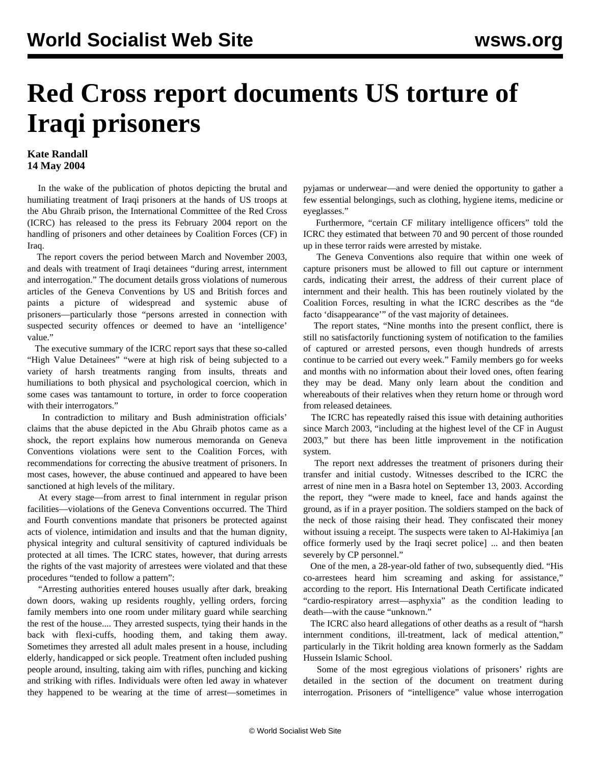# Red Cross report documents US torture of Iraqi prisoners

**Kate Randall**
**14 May 2004**

In the wake of the publication of photos depicting the brutal and humiliating treatment of Iraqi prisoners at the hands of US troops at the Abu Ghraib prison, the International Committee of the Red Cross (ICRC) has released to the press its February 2004 report on the handling of prisoners and other detainees by Coalition Forces (CF) in Iraq.

The report covers the period between March and November 2003, and deals with treatment of Iraqi detainees "during arrest, internment and interrogation." The document details gross violations of numerous articles of the Geneva Conventions by US and British forces and paints a picture of widespread and systemic abuse of prisoners—particularly those "persons arrested in connection with suspected security offences or deemed to have an 'intelligence' value."

The executive summary of the ICRC report says that these so-called "High Value Detainees" "were at high risk of being subjected to a variety of harsh treatments ranging from insults, threats and humiliations to both physical and psychological coercion, which in some cases was tantamount to torture, in order to force cooperation with their interrogators."

In contradiction to military and Bush administration officials' claims that the abuse depicted in the Abu Ghraib photos came as a shock, the report explains how numerous memoranda on Geneva Conventions violations were sent to the Coalition Forces, with recommendations for correcting the abusive treatment of prisoners. In most cases, however, the abuse continued and appeared to have been sanctioned at high levels of the military.

At every stage—from arrest to final internment in regular prison facilities—violations of the Geneva Conventions occurred. The Third and Fourth conventions mandate that prisoners be protected against acts of violence, intimidation and insults and that the human dignity, physical integrity and cultural sensitivity of captured individuals be protected at all times. The ICRC states, however, that during arrests the rights of the vast majority of arrestees were violated and that these procedures "tended to follow a pattern":

"Arresting authorities entered houses usually after dark, breaking down doors, waking up residents roughly, yelling orders, forcing family members into one room under military guard while searching the rest of the house.... They arrested suspects, tying their hands in the back with flexi-cuffs, hooding them, and taking them away. Sometimes they arrested all adult males present in a house, including elderly, handicapped or sick people. Treatment often included pushing people around, insulting, taking aim with rifles, punching and kicking and striking with rifles. Individuals were often led away in whatever they happened to be wearing at the time of arrest—sometimes in pyjamas or underwear—and were denied the opportunity to gather a few essential belongings, such as clothing, hygiene items, medicine or eyeglasses."

Furthermore, "certain CF military intelligence officers" told the ICRC they estimated that between 70 and 90 percent of those rounded up in these terror raids were arrested by mistake.

The Geneva Conventions also require that within one week of capture prisoners must be allowed to fill out capture or internment cards, indicating their arrest, the address of their current place of internment and their health. This has been routinely violated by the Coalition Forces, resulting in what the ICRC describes as the "de facto 'disappearance'" of the vast majority of detainees.

The report states, "Nine months into the present conflict, there is still no satisfactorily functioning system of notification to the families of captured or arrested persons, even though hundreds of arrests continue to be carried out every week." Family members go for weeks and months with no information about their loved ones, often fearing they may be dead. Many only learn about the condition and whereabouts of their relatives when they return home or through word from released detainees.

The ICRC has repeatedly raised this issue with detaining authorities since March 2003, "including at the highest level of the CF in August 2003," but there has been little improvement in the notification system.

The report next addresses the treatment of prisoners during their transfer and initial custody. Witnesses described to the ICRC the arrest of nine men in a Basra hotel on September 13, 2003. According the report, they "were made to kneel, face and hands against the ground, as if in a prayer position. The soldiers stamped on the back of the neck of those raising their head. They confiscated their money without issuing a receipt. The suspects were taken to Al-Hakimiya [an office formerly used by the Iraqi secret police] ... and then beaten severely by CP personnel."

One of the men, a 28-year-old father of two, subsequently died. "His co-arrestees heard him screaming and asking for assistance," according to the report. His International Death Certificate indicated "cardio-respiratory arrest—asphyxia" as the condition leading to death—with the cause "unknown."

The ICRC also heard allegations of other deaths as a result of "harsh internment conditions, ill-treatment, lack of medical attention," particularly in the Tikrit holding area known formerly as the Saddam Hussein Islamic School.

Some of the most egregious violations of prisoners' rights are detailed in the section of the document on treatment during interrogation. Prisoners of "intelligence" value whose interrogation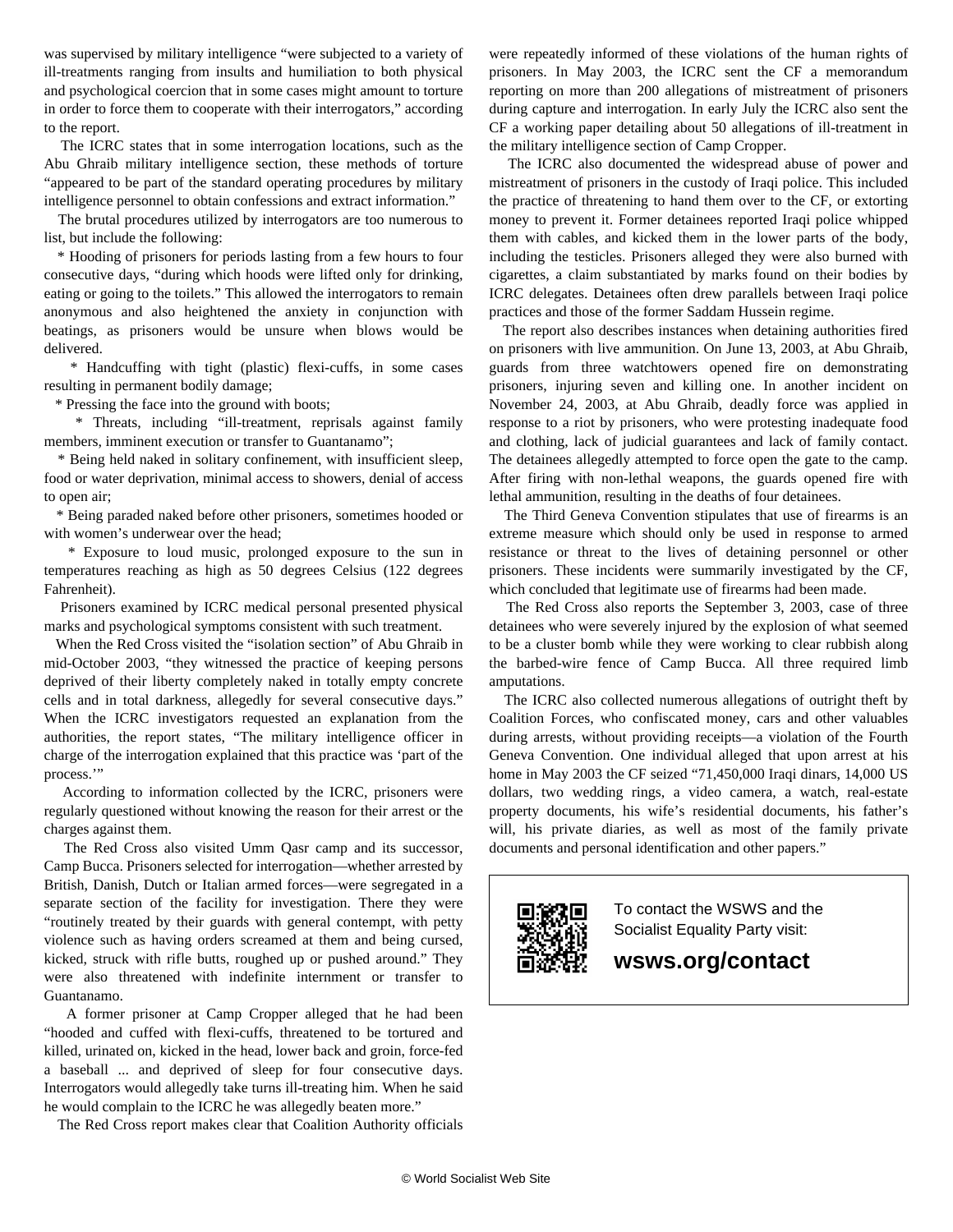was supervised by military intelligence "were subjected to a variety of ill-treatments ranging from insults and humiliation to both physical and psychological coercion that in some cases might amount to torture in order to force them to cooperate with their interrogators," according to the report.

The ICRC states that in some interrogation locations, such as the Abu Ghraib military intelligence section, these methods of torture "appeared to be part of the standard operating procedures by military intelligence personnel to obtain confessions and extract information."

The brutal procedures utilized by interrogators are too numerous to list, but include the following:

* Hooding of prisoners for periods lasting from a few hours to four consecutive days, "during which hoods were lifted only for drinking, eating or going to the toilets." This allowed the interrogators to remain anonymous and also heightened the anxiety in conjunction with beatings, as prisoners would be unsure when blows would be delivered.

* Handcuffing with tight (plastic) flexi-cuffs, in some cases resulting in permanent bodily damage;

* Pressing the face into the ground with boots;

* Threats, including "ill-treatment, reprisals against family members, imminent execution or transfer to Guantanamo";

* Being held naked in solitary confinement, with insufficient sleep, food or water deprivation, minimal access to showers, denial of access to open air;

* Being paraded naked before other prisoners, sometimes hooded or with women's underwear over the head;

* Exposure to loud music, prolonged exposure to the sun in temperatures reaching as high as 50 degrees Celsius (122 degrees Fahrenheit).

Prisoners examined by ICRC medical personal presented physical marks and psychological symptoms consistent with such treatment.

When the Red Cross visited the "isolation section" of Abu Ghraib in mid-October 2003, "they witnessed the practice of keeping persons deprived of their liberty completely naked in totally empty concrete cells and in total darkness, allegedly for several consecutive days." When the ICRC investigators requested an explanation from the authorities, the report states, "The military intelligence officer in charge of the interrogation explained that this practice was 'part of the process.'"

According to information collected by the ICRC, prisoners were regularly questioned without knowing the reason for their arrest or the charges against them.

The Red Cross also visited Umm Qasr camp and its successor, Camp Bucca. Prisoners selected for interrogation—whether arrested by British, Danish, Dutch or Italian armed forces—were segregated in a separate section of the facility for investigation. There they were "routinely treated by their guards with general contempt, with petty violence such as having orders screamed at them and being cursed, kicked, struck with rifle butts, roughed up or pushed around." They were also threatened with indefinite internment or transfer to Guantanamo.

A former prisoner at Camp Cropper alleged that he had been "hooded and cuffed with flexi-cuffs, threatened to be tortured and killed, urinated on, kicked in the head, lower back and groin, force-fed a baseball ... and deprived of sleep for four consecutive days. Interrogators would allegedly take turns ill-treating him. When he said he would complain to the ICRC he was allegedly beaten more."

The Red Cross report makes clear that Coalition Authority officials were repeatedly informed of these violations of the human rights of prisoners. In May 2003, the ICRC sent the CF a memorandum reporting on more than 200 allegations of mistreatment of prisoners during capture and interrogation. In early July the ICRC also sent the CF a working paper detailing about 50 allegations of ill-treatment in the military intelligence section of Camp Cropper.

The ICRC also documented the widespread abuse of power and mistreatment of prisoners in the custody of Iraqi police. This included the practice of threatening to hand them over to the CF, or extorting money to prevent it. Former detainees reported Iraqi police whipped them with cables, and kicked them in the lower parts of the body, including the testicles. Prisoners alleged they were also burned with cigarettes, a claim substantiated by marks found on their bodies by ICRC delegates. Detainees often drew parallels between Iraqi police practices and those of the former Saddam Hussein regime.

The report also describes instances when detaining authorities fired on prisoners with live ammunition. On June 13, 2003, at Abu Ghraib, guards from three watchtowers opened fire on demonstrating prisoners, injuring seven and killing one. In another incident on November 24, 2003, at Abu Ghraib, deadly force was applied in response to a riot by prisoners, who were protesting inadequate food and clothing, lack of judicial guarantees and lack of family contact. The detainees allegedly attempted to force open the gate to the camp. After firing with non-lethal weapons, the guards opened fire with lethal ammunition, resulting in the deaths of four detainees.

The Third Geneva Convention stipulates that use of firearms is an extreme measure which should only be used in response to armed resistance or threat to the lives of detaining personnel or other prisoners. These incidents were summarily investigated by the CF, which concluded that legitimate use of firearms had been made.

The Red Cross also reports the September 3, 2003, case of three detainees who were severely injured by the explosion of what seemed to be a cluster bomb while they were working to clear rubbish along the barbed-wire fence of Camp Bucca. All three required limb amputations.

The ICRC also collected numerous allegations of outright theft by Coalition Forces, who confiscated money, cars and other valuables during arrests, without providing receipts—a violation of the Fourth Geneva Convention. One individual alleged that upon arrest at his home in May 2003 the CF seized "71,450,000 Iraqi dinars, 14,000 US dollars, two wedding rings, a video camera, a watch, real-estate property documents, his wife's residential documents, his father's will, his private diaries, as well as most of the family private documents and personal identification and other papers."

To contact the WSWS and the Socialist Equality Party visit:

**wsws.org/contact**